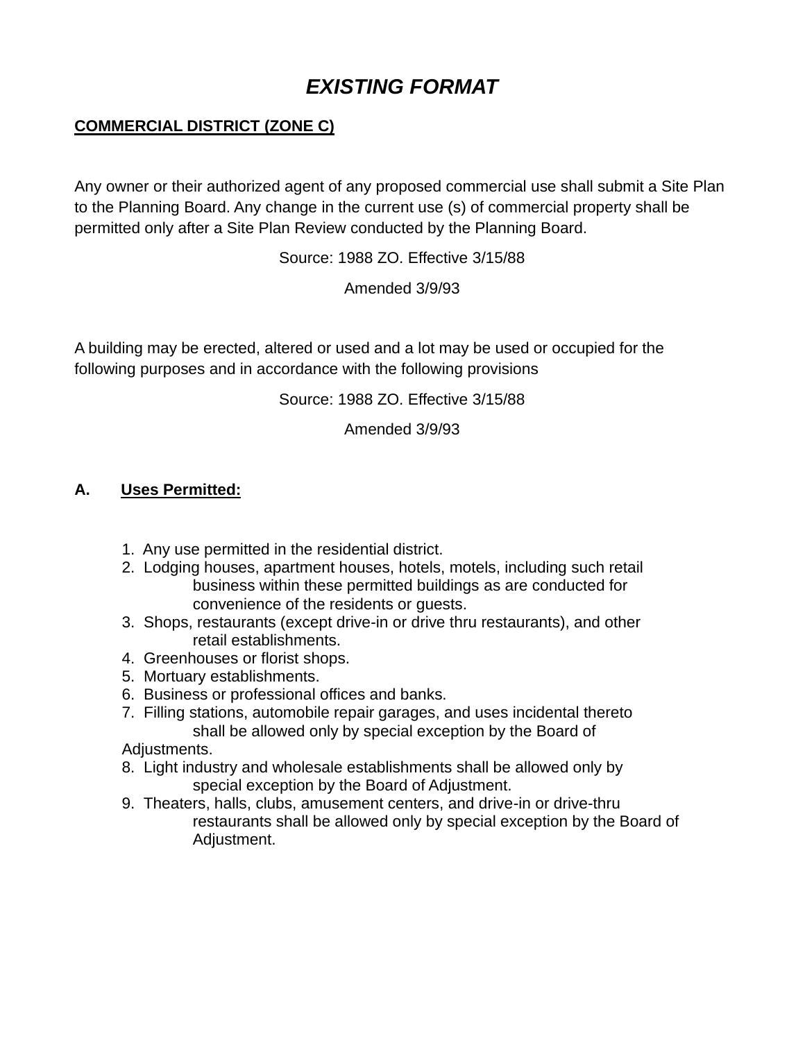# ***EXISTING FORMAT***

**COMMERCIAL DISTRICT (ZONE C)**

Any owner or their authorized agent of any proposed commercial use shall submit a Site Plan to the Planning Board. Any change in the current use (s) of commercial property shall be permitted only after a Site Plan Review conducted by the Planning Board.

Source: 1988 ZO. Effective 3/15/88

Amended 3/9/93

A building may be erected, altered or used and a lot may be used or occupied for the following purposes and in accordance with the following provisions

Source: 1988 ZO. Effective 3/15/88

Amended 3/9/93

**A. Uses Permitted:**

1. Any use permitted in the residential district.
2. Lodging houses, apartment houses, hotels, motels, including such retail business within these permitted buildings as are conducted for convenience of the residents or guests.
3. Shops, restaurants (except drive-in or drive thru restaurants), and other retail establishments.
4. Greenhouses or florist shops.
5. Mortuary establishments.
6. Business or professional offices and banks.
7. Filling stations, automobile repair garages, and uses incidental thereto shall be allowed only by special exception by the Board of Adjustments.
8. Light industry and wholesale establishments shall be allowed only by special exception by the Board of Adjustment.
9. Theaters, halls, clubs, amusement centers, and drive-in or drive-thru restaurants shall be allowed only by special exception by the Board of Adjustment.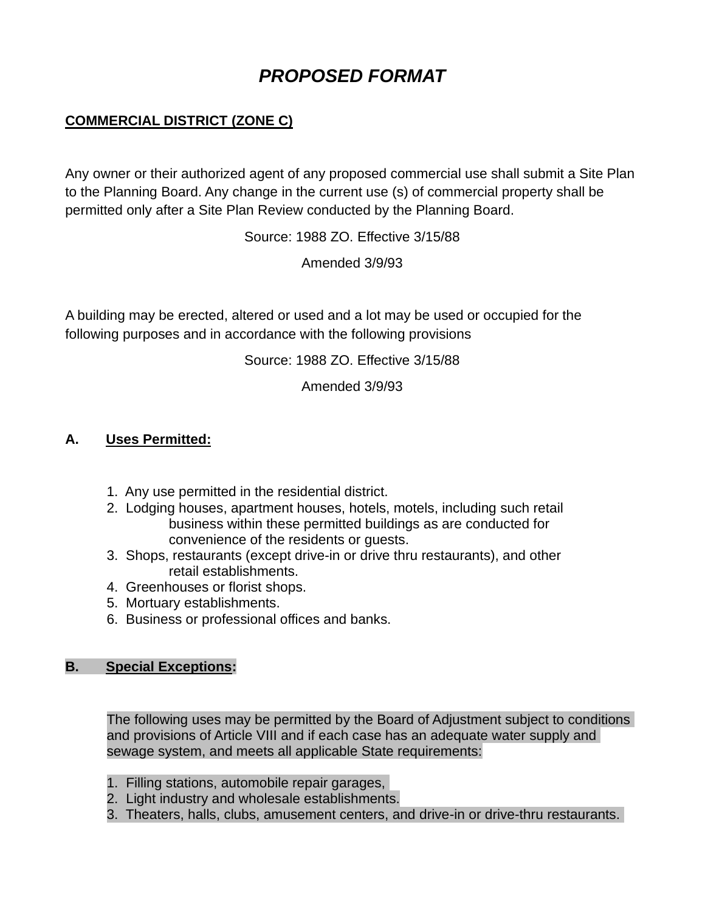# *PROPOSED FORMAT*

**COMMERCIAL DISTRICT (ZONE C)**

Any owner or their authorized agent of any proposed commercial use shall submit a Site Plan to the Planning Board. Any change in the current use (s) of commercial property shall be permitted only after a Site Plan Review conducted by the Planning Board.

Source: 1988 ZO. Effective 3/15/88

Amended 3/9/93

A building may be erected, altered or used and a lot may be used or occupied for the following purposes and in accordance with the following provisions

Source: 1988 ZO. Effective 3/15/88

Amended 3/9/93

**A. Uses Permitted:**

1. Any use permitted in the residential district.
2. Lodging houses, apartment houses, hotels, motels, including such retail business within these permitted buildings as are conducted for convenience of the residents or guests.
3. Shops, restaurants (except drive-in or drive thru restaurants), and other retail establishments.
4. Greenhouses or florist shops.
5. Mortuary establishments.
6. Business or professional offices and banks.

**B. Special Exceptions:**

The following uses may be permitted by the Board of Adjustment subject to conditions and provisions of Article VIII and if each case has an adequate water supply and sewage system, and meets all applicable State requirements:

1. Filling stations, automobile repair garages,
2. Light industry and wholesale establishments.
3. Theaters, halls, clubs, amusement centers, and drive-in or drive-thru restaurants.